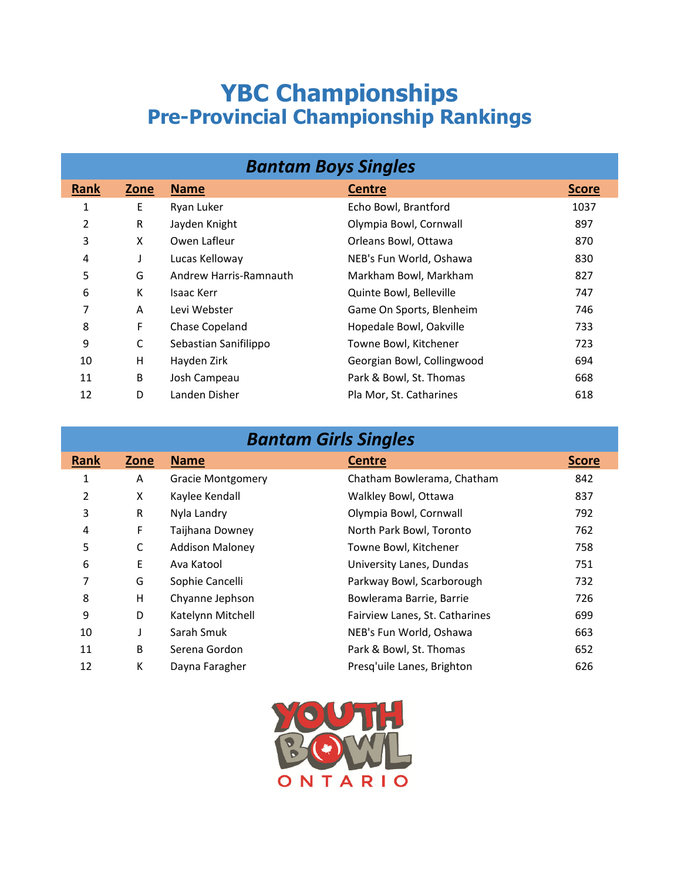# YBC Championships

## Pre-Provincial Championship Rankings

### Bantam Boys Singles

| Rank | Zone | Name | Centre | Score |
|---|---|---|---|---|
| 1 | E | Ryan Luker | Echo Bowl, Brantford | 1037 |
| 2 | R | Jayden Knight | Olympia Bowl, Cornwall | 897 |
| 3 | X | Owen Lafleur | Orleans Bowl, Ottawa | 870 |
| 4 | J | Lucas Kelloway | NEB's Fun World, Oshawa | 830 |
| 5 | G | Andrew Harris-Ramnauth | Markham Bowl, Markham | 827 |
| 6 | K | Isaac Kerr | Quinte Bowl, Belleville | 747 |
| 7 | A | Levi Webster | Game On Sports, Blenheim | 746 |
| 8 | F | Chase Copeland | Hopedale Bowl, Oakville | 733 |
| 9 | C | Sebastian Sanifilippo | Towne Bowl, Kitchener | 723 |
| 10 | H | Hayden Zirk | Georgian Bowl, Collingwood | 694 |
| 11 | B | Josh Campeau | Park & Bowl, St. Thomas | 668 |
| 12 | D | Landen Disher | Pla Mor, St. Catharines | 618 |

### Bantam Girls Singles

| Rank | Zone | Name | Centre | Score |
|---|---|---|---|---|
| 1 | A | Gracie Montgomery | Chatham Bowlerama, Chatham | 842 |
| 2 | X | Kaylee Kendall | Walkley Bowl, Ottawa | 837 |
| 3 | R | Nyla Landry | Olympia Bowl, Cornwall | 792 |
| 4 | F | Taijhana Downey | North Park Bowl, Toronto | 762 |
| 5 | C | Addison Maloney | Towne Bowl, Kitchener | 758 |
| 6 | E | Ava Katool | University Lanes, Dundas | 751 |
| 7 | G | Sophie Cancelli | Parkway Bowl, Scarborough | 732 |
| 8 | H | Chyanne Jephson | Bowlerama Barrie, Barrie | 726 |
| 9 | D | Katelynn Mitchell | Fairview Lanes, St. Catharines | 699 |
| 10 | J | Sarah Smuk | NEB's Fun World, Oshawa | 663 |
| 11 | B | Serena Gordon | Park & Bowl, St. Thomas | 652 |
| 12 | K | Dayna Faragher | Presq'uile Lanes, Brighton | 626 |

YOUTH BOWL ONTARIO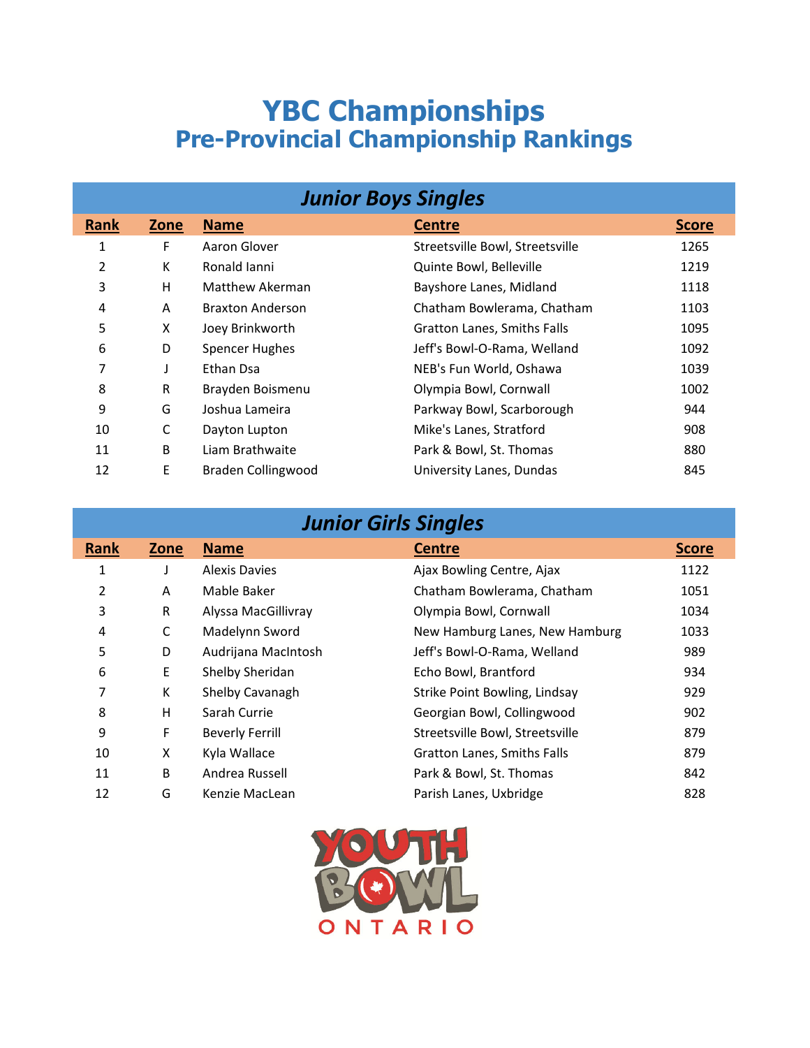# YBC Championships

## Pre-Provincial Championship Rankings

### *Junior Boys Singles*

| Rank | Zone | Name | Centre | Score |
|---|---|---|---|---|
| 1 | F | Aaron Glover | Streetsville Bowl, Streetsville | 1265 |
| 2 | K | Ronald Ianni | Quinte Bowl, Belleville | 1219 |
| 3 | H | Matthew Akerman | Bayshore Lanes, Midland | 1118 |
| 4 | A | Braxton Anderson | Chatham Bowlerama, Chatham | 1103 |
| 5 | X | Joey Brinkworth | Gratton Lanes, Smiths Falls | 1095 |
| 6 | D | Spencer Hughes | Jeff's Bowl-O-Rama, Welland | 1092 |
| 7 | J | Ethan Dsa | NEB's Fun World, Oshawa | 1039 |
| 8 | R | Brayden Boismenu | Olympia Bowl, Cornwall | 1002 |
| 9 | G | Joshua Lameira | Parkway Bowl, Scarborough | 944 |
| 10 | C | Dayton Lupton | Mike's Lanes, Stratford | 908 |
| 11 | B | Liam Brathwaite | Park & Bowl, St. Thomas | 880 |
| 12 | E | Braden Collingwood | University Lanes, Dundas | 845 |

### *Junior Girls Singles*

| Rank | Zone | Name | Centre | Score |
|---|---|---|---|---|
| 1 | J | Alexis Davies | Ajax Bowling Centre, Ajax | 1122 |
| 2 | A | Mable Baker | Chatham Bowlerama, Chatham | 1051 |
| 3 | R | Alyssa MacGillivray | Olympia Bowl, Cornwall | 1034 |
| 4 | C | Madelynn Sword | New Hamburg Lanes, New Hamburg | 1033 |
| 5 | D | Audrijana MacIntosh | Jeff's Bowl-O-Rama, Welland | 989 |
| 6 | E | Shelby Sheridan | Echo Bowl, Brantford | 934 |
| 7 | K | Shelby Cavanagh | Strike Point Bowling, Lindsay | 929 |
| 8 | H | Sarah Currie | Georgian Bowl, Collingwood | 902 |
| 9 | F | Beverly Ferrill | Streetsville Bowl, Streetsville | 879 |
| 10 | X | Kyla Wallace | Gratton Lanes, Smiths Falls | 879 |
| 11 | B | Andrea Russell | Park & Bowl, St. Thomas | 842 |
| 12 | G | Kenzie MacLean | Parish Lanes, Uxbridge | 828 |

YOUTH BOWL ONTARIO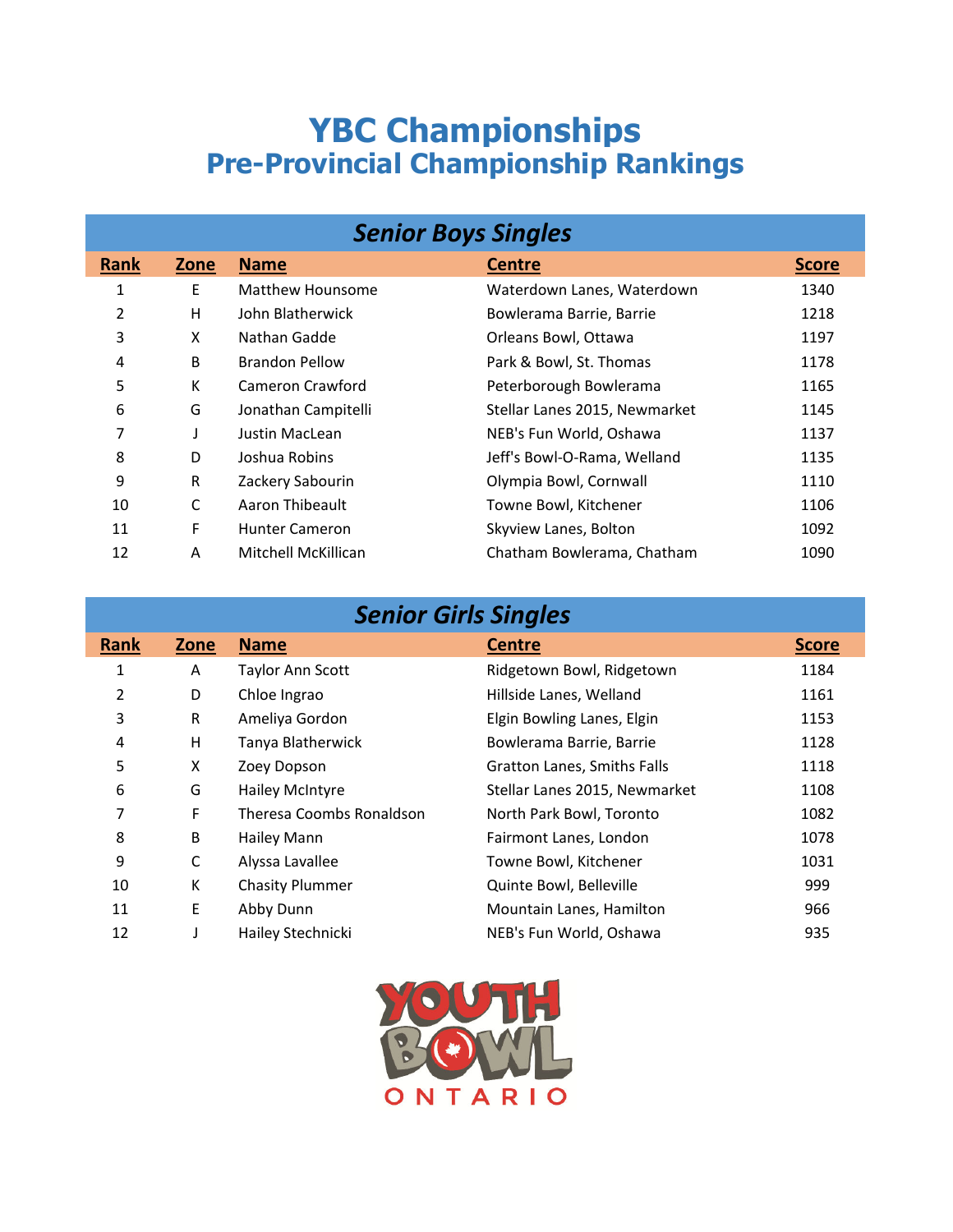# YBC Championships
## Pre-Provincial Championship Rankings

### Senior Boys Singles

| Rank | Zone | Name | Centre | Score |
|---|---|---|---|---|
| 1 | E | Matthew Hounsome | Waterdown Lanes, Waterdown | 1340 |
| 2 | H | John Blatherwick | Bowlerama Barrie, Barrie | 1218 |
| 3 | X | Nathan Gadde | Orleans Bowl, Ottawa | 1197 |
| 4 | B | Brandon Pellow | Park & Bowl, St. Thomas | 1178 |
| 5 | K | Cameron Crawford | Peterborough Bowlerama | 1165 |
| 6 | G | Jonathan Campitelli | Stellar Lanes 2015, Newmarket | 1145 |
| 7 | J | Justin MacLean | NEB's Fun World, Oshawa | 1137 |
| 8 | D | Joshua Robins | Jeff's Bowl-O-Rama, Welland | 1135 |
| 9 | R | Zackery Sabourin | Olympia Bowl, Cornwall | 1110 |
| 10 | C | Aaron Thibeault | Towne Bowl, Kitchener | 1106 |
| 11 | F | Hunter Cameron | Skyview Lanes, Bolton | 1092 |
| 12 | A | Mitchell McKillican | Chatham Bowlerama, Chatham | 1090 |

### Senior Girls Singles

| Rank | Zone | Name | Centre | Score |
|---|---|---|---|---|
| 1 | A | Taylor Ann Scott | Ridgetown Bowl, Ridgetown | 1184 |
| 2 | D | Chloe Ingrao | Hillside Lanes, Welland | 1161 |
| 3 | R | Ameliya Gordon | Elgin Bowling Lanes, Elgin | 1153 |
| 4 | H | Tanya Blatherwick | Bowlerama Barrie, Barrie | 1128 |
| 5 | X | Zoey Dopson | Gratton Lanes, Smiths Falls | 1118 |
| 6 | G | Hailey McIntyre | Stellar Lanes 2015, Newmarket | 1108 |
| 7 | F | Theresa Coombs Ronaldson | North Park Bowl, Toronto | 1082 |
| 8 | B | Hailey Mann | Fairmont Lanes, London | 1078 |
| 9 | C | Alyssa Lavallee | Towne Bowl, Kitchener | 1031 |
| 10 | K | Chasity Plummer | Quinte Bowl, Belleville | 999 |
| 11 | E | Abby Dunn | Mountain Lanes, Hamilton | 966 |
| 12 | J | Hailey Stechnicki | NEB's Fun World, Oshawa | 935 |

YOUTH BOWL ONTARIO